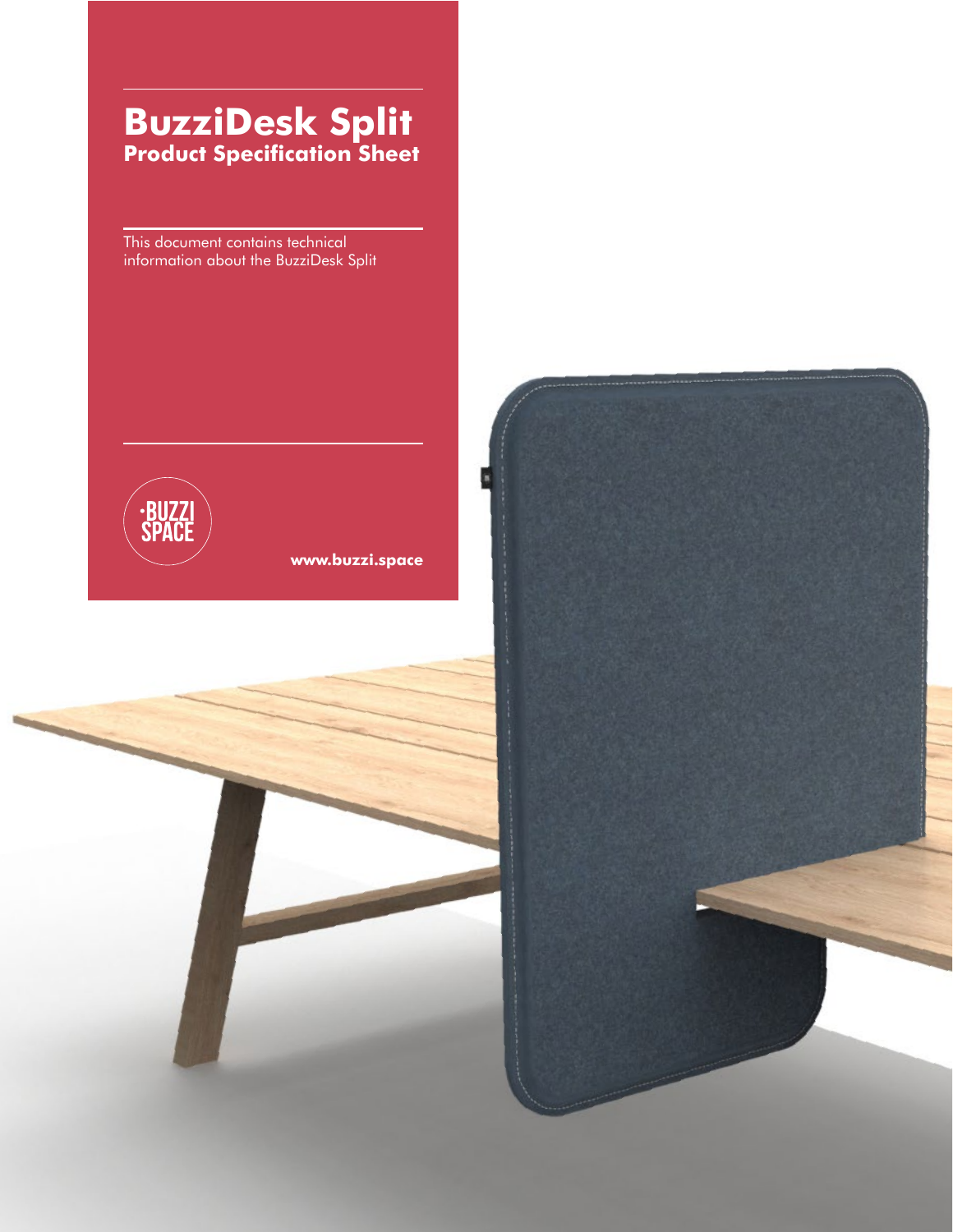# BuzziDesk Split

## Product Specification Sheet

This document contains technical information about the BuzziDesk Split

·BUZZI SPACE

**www.buzzi.space**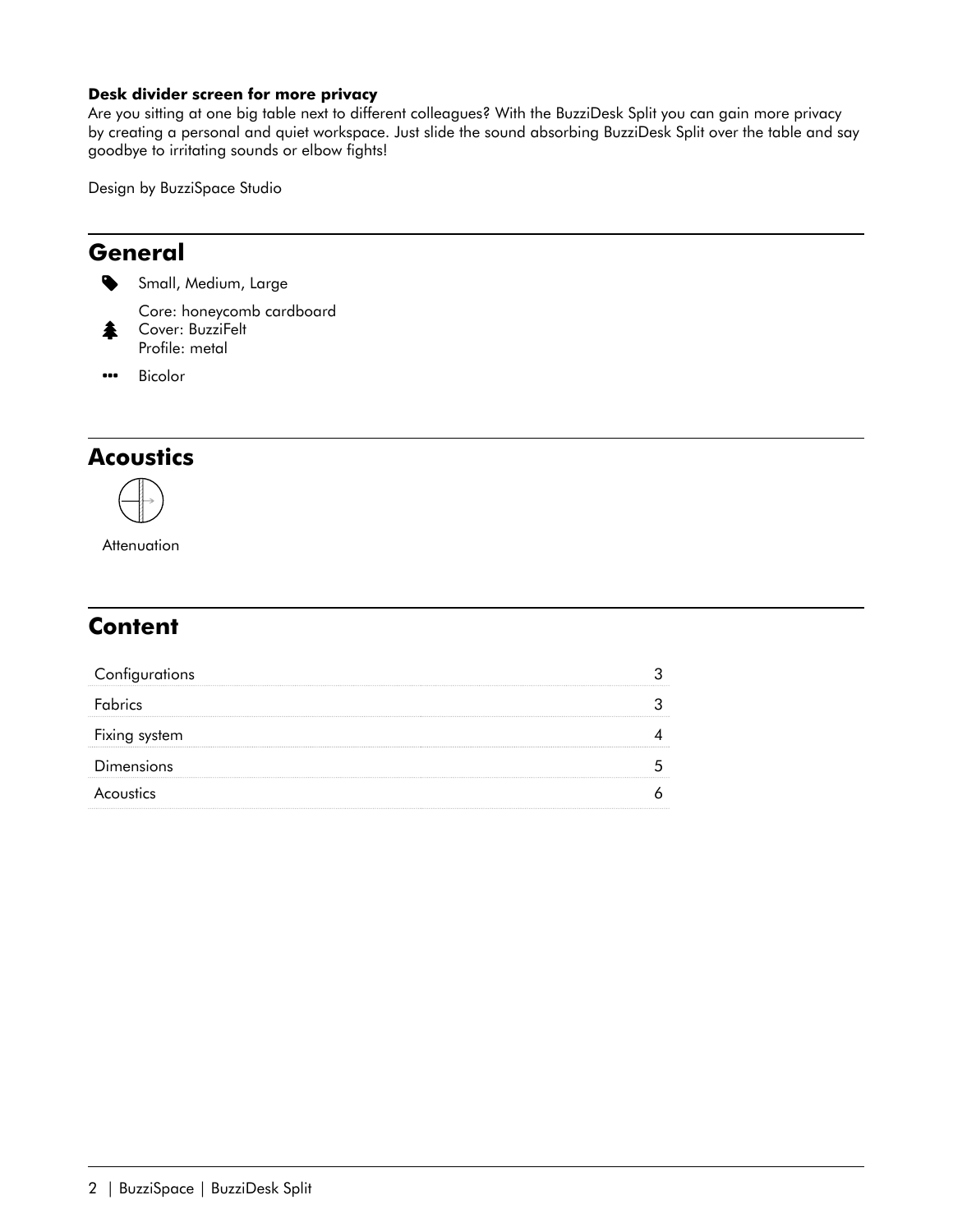**Desk divider screen for more privacy**
Are you sitting at one big table next to different colleagues? With the BuzziDesk Split you can gain more privacy by creating a personal and quiet workspace. Just slide the sound absorbing BuzziDesk Split over the table and say goodbye to irritating sounds or elbow fights!

Design by BuzziSpace Studio

## General

- Small, Medium, Large
- Core: honeycomb cardboard
  Cover: BuzziFelt
  Profile: metal
- Bicolor

## Acoustics

Attenuation

## Content

| | |
|---|---|
| Configurations | 3 |
| Fabrics | 3 |
| Fixing system | 4 |
| Dimensions | 5 |
| Acoustics | 6 |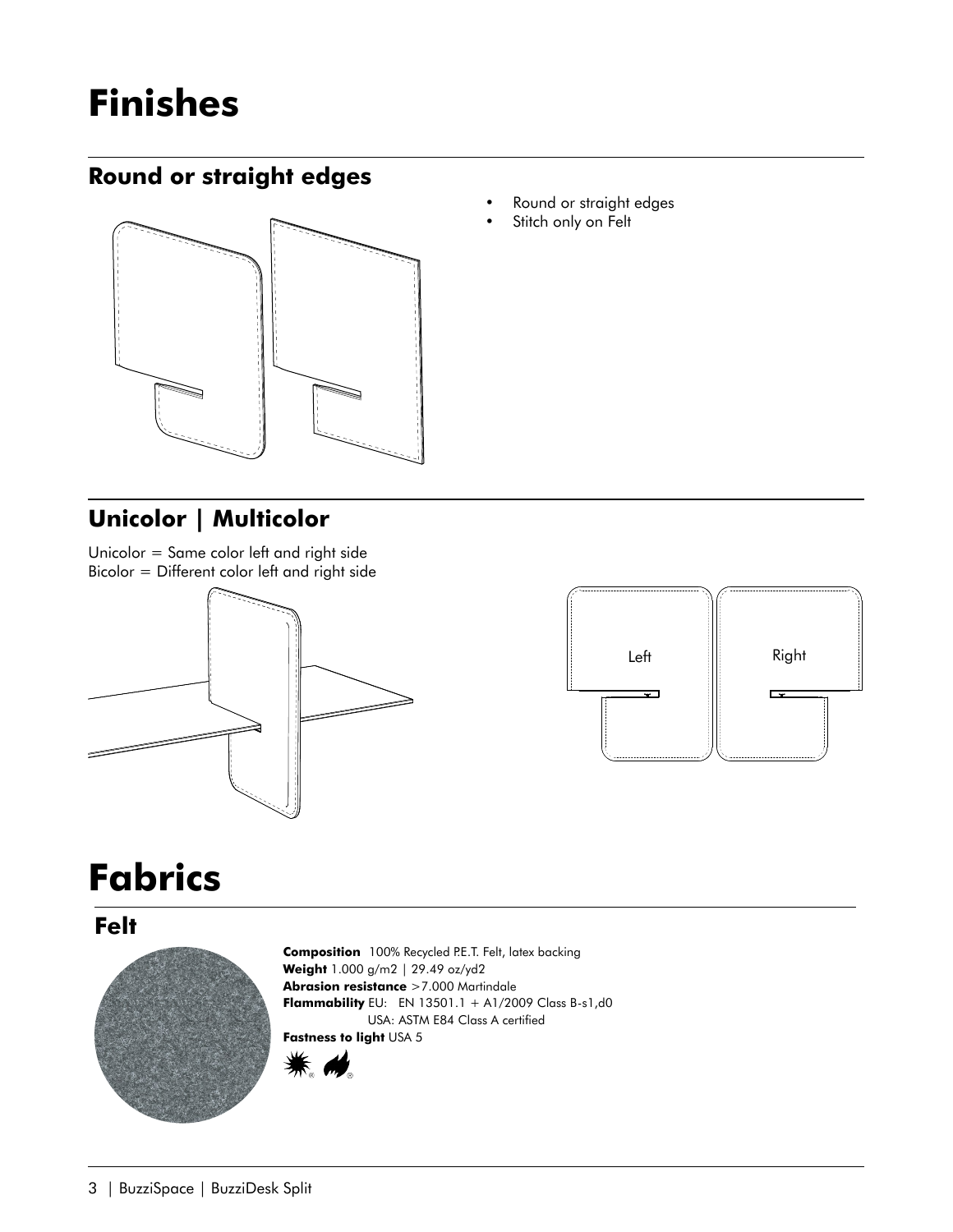# Finishes

## Round or straight edges

- Round or straight edges
- Stitch only on Felt

## Unicolor | Multicolor

Unicolor = Same color left and right side
Bicolor = Different color left and right side

Left

Right

# Fabrics

## Felt

**Composition** 100% Recycled P.E.T. Felt, latex backing
**Weight** 1.000 g/m2 | 29.49 oz/yd2
**Abrasion resistance** >7.000 Martindale
**Flammability** EU: EN 13501.1 + A1/2009 Class B-s1,d0
USA: ASTM E84 Class A certified
**Fastness to light** USA 5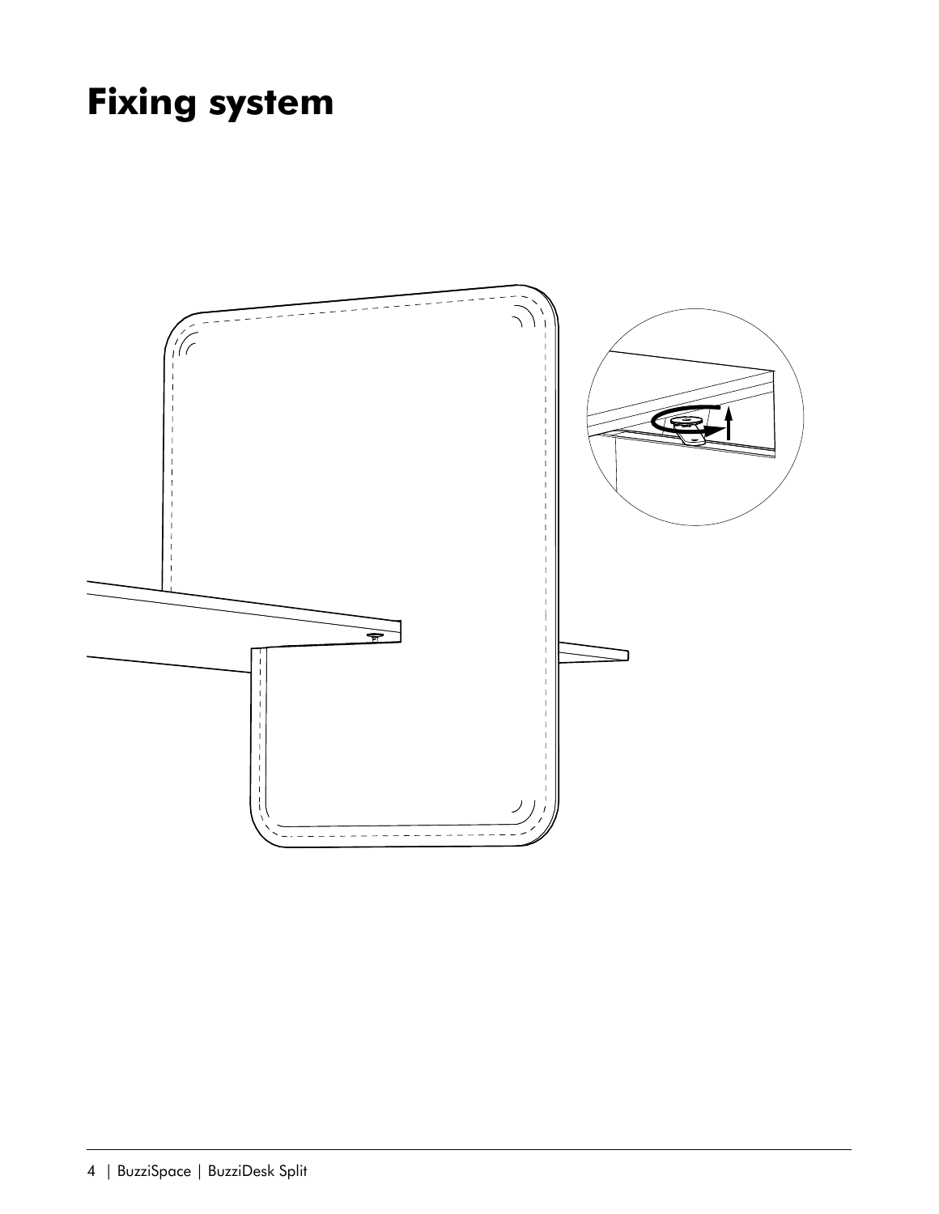# Fixing system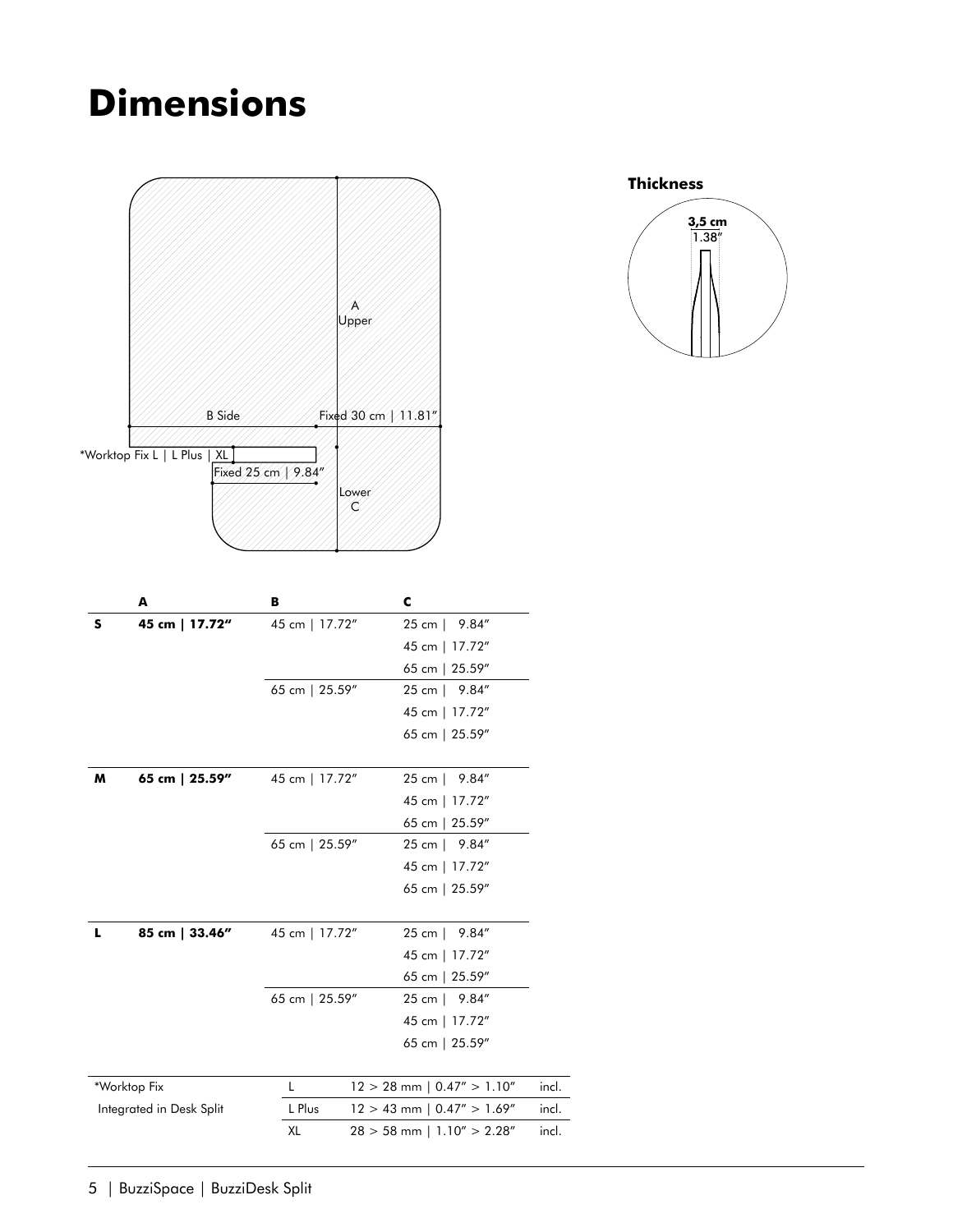# Dimensions

A Upper

B Side

Fixed 30 cm | 11.81″

*Worktop Fix L | L Plus | XL

Fixed 25 cm | 9.84″

Lower C

**Thickness**

**3,5 cm**
1.38″

| | A | B | C |
|---|---|---|---|
| **S** | **45 cm \| 17.72″** | 45 cm \| 17.72″ | 25 cm \| 9.84″ |
| | | | 45 cm \| 17.72″ |
| | | | 65 cm \| 25.59″ |
| | | 65 cm \| 25.59″ | 25 cm \| 9.84″ |
| | | | 45 cm \| 17.72″ |
| | | | 65 cm \| 25.59″ |
| **M** | **65 cm \| 25.59″** | 45 cm \| 17.72″ | 25 cm \| 9.84″ |
| | | | 45 cm \| 17.72″ |
| | | | 65 cm \| 25.59″ |
| | | 65 cm \| 25.59″ | 25 cm \| 9.84″ |
| | | | 45 cm \| 17.72″ |
| | | | 65 cm \| 25.59″ |
| **L** | **85 cm \| 33.46″** | 45 cm \| 17.72″ | 25 cm \| 9.84″ |
| | | | 45 cm \| 17.72″ |
| | | | 65 cm \| 25.59″ |
| | | 65 cm \| 25.59″ | 25 cm \| 9.84″ |
| | | | 45 cm \| 17.72″ |
| | | | 65 cm \| 25.59″ |

| *Worktop Fix | L | 12 > 28 mm \| 0.47″ > 1.10″ | incl. |
|---|---|---|---|
| Integrated in Desk Split | L Plus | 12 > 43 mm \| 0.47″ > 1.69″ | incl. |
| | XL | 28 > 58 mm \| 1.10″ > 2.28″ | incl. |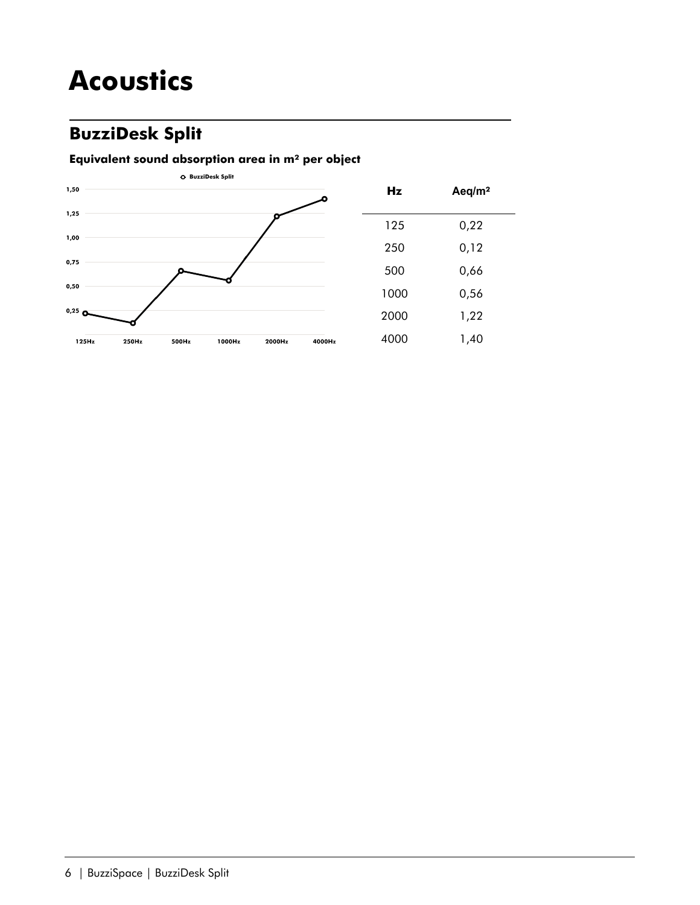# Acoustics

## BuzziDesk Split

### Equivalent sound absorption area in m² per object

BuzziDesk Split

1,50
1,25
1,00
0,75
0,50
0,25

125Hz 250Hz 500Hz 1000Hz 2000Hz 4000Hz

| Hz | Aeq/m² |
|---|---|
| 125 | 0,22 |
| 250 | 0,12 |
| 500 | 0,66 |
| 1000 | 0,56 |
| 2000 | 1,22 |
| 4000 | 1,40 |